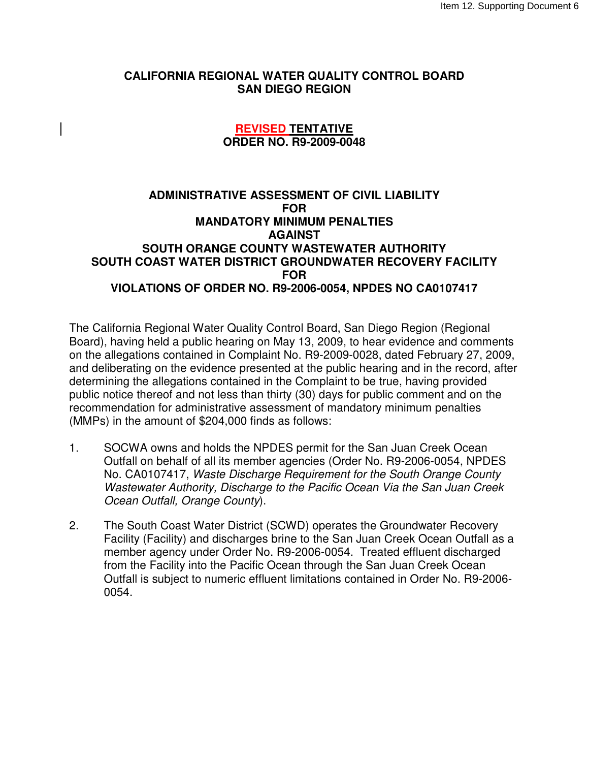# CALIFORNIA REGIONAL WATER QUALITY CONTROL BOARD
# SAN DIEGO REGION

## REVISED TENTATIVE
## ORDER NO. R9-2009-0048

## ADMINISTRATIVE ASSESSMENT OF CIVIL LIABILITY FOR MANDATORY MINIMUM PENALTIES AGAINST SOUTH ORANGE COUNTY WASTEWATER AUTHORITY SOUTH COAST WATER DISTRICT GROUNDWATER RECOVERY FACILITY FOR VIOLATIONS OF ORDER NO. R9-2006-0054, NPDES NO CA0107417

The California Regional Water Quality Control Board, San Diego Region (Regional Board), having held a public hearing on May 13, 2009, to hear evidence and comments on the allegations contained in Complaint No. R9-2009-0028, dated February 27, 2009, and deliberating on the evidence presented at the public hearing and in the record, after determining the allegations contained in the Complaint to be true, having provided public notice thereof and not less than thirty (30) days for public comment and on the recommendation for administrative assessment of mandatory minimum penalties (MMPs) in the amount of $204,000 finds as follows:

1. SOCWA owns and holds the NPDES permit for the San Juan Creek Ocean Outfall on behalf of all its member agencies (Order No. R9-2006-0054, NPDES No. CA0107417, *Waste Discharge Requirement for the South Orange County Wastewater Authority, Discharge to the Pacific Ocean Via the San Juan Creek Ocean Outfall, Orange County*).

2. The South Coast Water District (SCWD) operates the Groundwater Recovery Facility (Facility) and discharges brine to the San Juan Creek Ocean Outfall as a member agency under Order No. R9-2006-0054. Treated effluent discharged from the Facility into the Pacific Ocean through the San Juan Creek Ocean Outfall is subject to numeric effluent limitations contained in Order No. R9-2006-0054.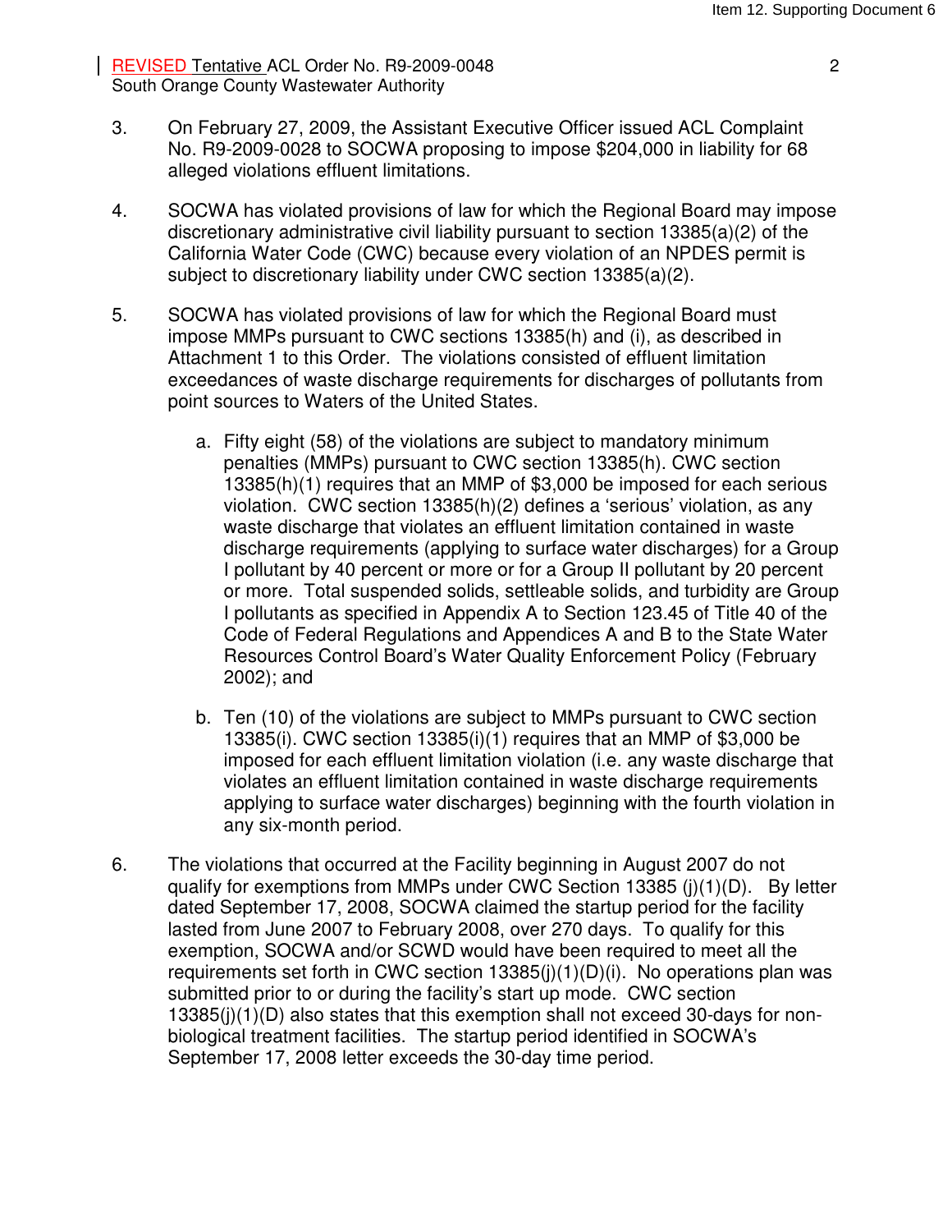3. On February 27, 2009, the Assistant Executive Officer issued ACL Complaint No. R9-2009-0028 to SOCWA proposing to impose $204,000 in liability for 68 alleged violations effluent limitations.

4. SOCWA has violated provisions of law for which the Regional Board may impose discretionary administrative civil liability pursuant to section 13385(a)(2) of the California Water Code (CWC) because every violation of an NPDES permit is subject to discretionary liability under CWC section 13385(a)(2).

5. SOCWA has violated provisions of law for which the Regional Board must impose MMPs pursuant to CWC sections 13385(h) and (i), as described in Attachment 1 to this Order. The violations consisted of effluent limitation exceedances of waste discharge requirements for discharges of pollutants from point sources to Waters of the United States.

   a. Fifty eight (58) of the violations are subject to mandatory minimum penalties (MMPs) pursuant to CWC section 13385(h). CWC section 13385(h)(1) requires that an MMP of $3,000 be imposed for each serious violation. CWC section 13385(h)(2) defines a 'serious' violation, as any waste discharge that violates an effluent limitation contained in waste discharge requirements (applying to surface water discharges) for a Group I pollutant by 40 percent or more or for a Group II pollutant by 20 percent or more. Total suspended solids, settleable solids, and turbidity are Group I pollutants as specified in Appendix A to Section 123.45 of Title 40 of the Code of Federal Regulations and Appendices A and B to the State Water Resources Control Board's Water Quality Enforcement Policy (February 2002); and

   b. Ten (10) of the violations are subject to MMPs pursuant to CWC section 13385(i). CWC section 13385(i)(1) requires that an MMP of $3,000 be imposed for each effluent limitation violation (i.e. any waste discharge that violates an effluent limitation contained in waste discharge requirements applying to surface water discharges) beginning with the fourth violation in any six-month period.

6. The violations that occurred at the Facility beginning in August 2007 do not qualify for exemptions from MMPs under CWC Section 13385 (j)(1)(D). By letter dated September 17, 2008, SOCWA claimed the startup period for the facility lasted from June 2007 to February 2008, over 270 days. To qualify for this exemption, SOCWA and/or SCWD would have been required to meet all the requirements set forth in CWC section 13385(j)(1)(D)(i). No operations plan was submitted prior to or during the facility's start up mode. CWC section 13385(j)(1)(D) also states that this exemption shall not exceed 30-days for non-biological treatment facilities. The startup period identified in SOCWA's September 17, 2008 letter exceeds the 30-day time period.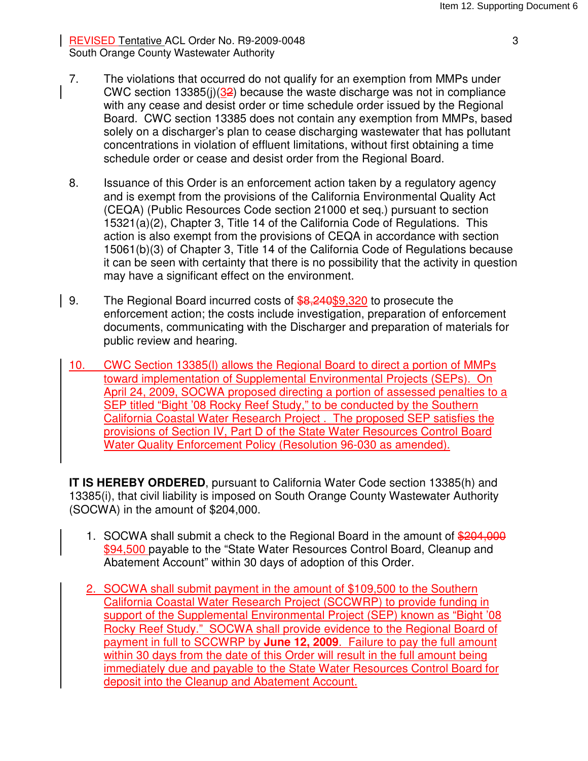REVISED Tentative ACL Order No. R9-2009-0048
South Orange County Wastewater Authority

7. The violations that occurred do not qualify for an exemption from MMPs under CWC section 13385(j)(~~2~~3) because the waste discharge was not in compliance with any cease and desist order or time schedule order issued by the Regional Board. CWC section 13385 does not contain any exemption from MMPs, based solely on a discharger's plan to cease discharging wastewater that has pollutant concentrations in violation of effluent limitations, without first obtaining a time schedule order or cease and desist order from the Regional Board.

8. Issuance of this Order is an enforcement action taken by a regulatory agency and is exempt from the provisions of the California Environmental Quality Act (CEQA) (Public Resources Code section 21000 et seq.) pursuant to section 15321(a)(2), Chapter 3, Title 14 of the California Code of Regulations. This action is also exempt from the provisions of CEQA in accordance with section 15061(b)(3) of Chapter 3, Title 14 of the California Code of Regulations because it can be seen with certainty that there is no possibility that the activity in question may have a significant effect on the environment.

9. The Regional Board incurred costs of ~~$8,240~~$9,320 to prosecute the enforcement action; the costs include investigation, preparation of enforcement documents, communicating with the Discharger and preparation of materials for public review and hearing.

10. CWC Section 13385(l) allows the Regional Board to direct a portion of MMPs toward implementation of Supplemental Environmental Projects (SEPs). On April 24, 2009, SOCWA proposed directing a portion of assessed penalties to a SEP titled "Bight '08 Rocky Reef Study," to be conducted by the Southern California Coastal Water Research Project . The proposed SEP satisfies the provisions of Section IV, Part D of the State Water Resources Control Board Water Quality Enforcement Policy (Resolution 96-030 as amended).

**IT IS HEREBY ORDERED**, pursuant to California Water Code section 13385(h) and 13385(i), that civil liability is imposed on South Orange County Wastewater Authority (SOCWA) in the amount of $204,000.

1. SOCWA shall submit a check to the Regional Board in the amount of ~~$204,000~~ $94,500 payable to the "State Water Resources Control Board, Cleanup and Abatement Account" within 30 days of adoption of this Order.

2. SOCWA shall submit payment in the amount of $109,500 to the Southern California Coastal Water Research Project (SCCWRP) to provide funding in support of the Supplemental Environmental Project (SEP) known as "Bight '08 Rocky Reef Study." SOCWA shall provide evidence to the Regional Board of payment in full to SCCWRP by **June 12, 2009**. Failure to pay the full amount within 30 days from the date of this Order will result in the full amount being immediately due and payable to the State Water Resources Control Board for deposit into the Cleanup and Abatement Account.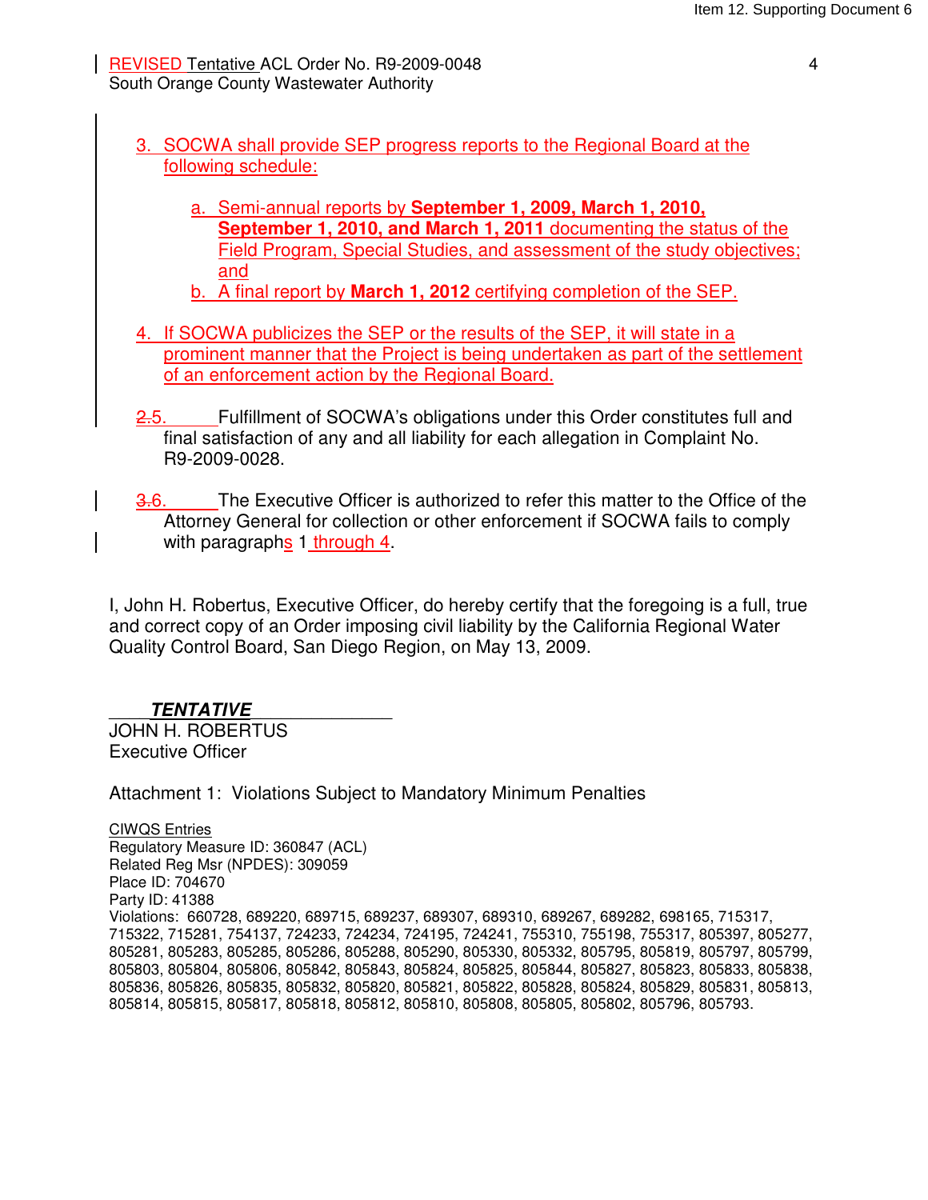REVISED Tentative ACL Order No. R9-2009-0048
South Orange County Wastewater Authority

3. SOCWA shall provide SEP progress reports to the Regional Board at the following schedule:

   a. Semi-annual reports by **September 1, 2009, March 1, 2010, September 1, 2010, and March 1, 2011** documenting the status of the Field Program, Special Studies, and assessment of the study objectives; and
   
   b. A final report by **March 1, 2012** certifying completion of the SEP.

4. If SOCWA publicizes the SEP or the results of the SEP, it will state in a prominent manner that the Project is being undertaken as part of the settlement of an enforcement action by the Regional Board.

~~2.~~5. Fulfillment of SOCWA's obligations under this Order constitutes full and final satisfaction of any and all liability for each allegation in Complaint No. R9-2009-0028.

~~3.~~6. The Executive Officer is authorized to refer this matter to the Office of the Attorney General for collection or other enforcement if SOCWA fails to comply with paragraphs 1 through 4.

I, John H. Robertus, Executive Officer, do hereby certify that the foregoing is a full, true and correct copy of an Order imposing civil liability by the California Regional Water Quality Control Board, San Diego Region, on May 13, 2009.

***TENTATIVE***
JOHN H. ROBERTUS
Executive Officer

Attachment 1: Violations Subject to Mandatory Minimum Penalties

CIWQS Entries
Regulatory Measure ID: 360847 (ACL)
Related Reg Msr (NPDES): 309059
Place ID: 704670
Party ID: 41388
Violations: 660728, 689220, 689715, 689237, 689307, 689310, 689267, 689282, 698165, 715317, 715322, 715281, 754137, 724233, 724234, 724195, 724241, 755310, 755198, 755317, 805397, 805277, 805281, 805283, 805285, 805286, 805288, 805290, 805330, 805332, 805795, 805819, 805797, 805799, 805803, 805804, 805806, 805842, 805843, 805824, 805825, 805844, 805827, 805823, 805833, 805838, 805836, 805826, 805835, 805832, 805820, 805821, 805822, 805828, 805824, 805829, 805831, 805813, 805814, 805815, 805817, 805818, 805812, 805810, 805808, 805805, 805802, 805796, 805793.